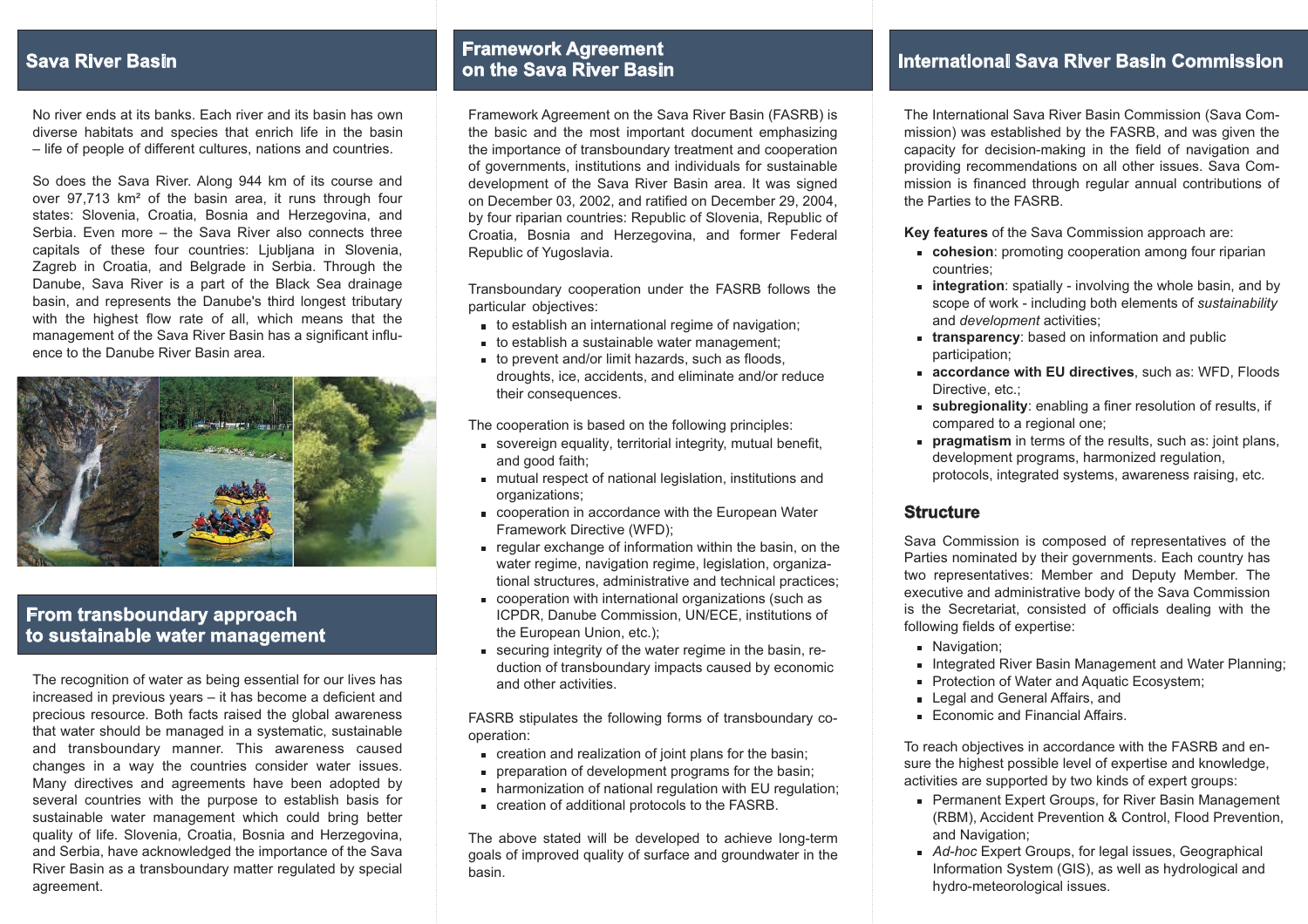## Sava River Basin

No river ends at its banks. Each river and its basin has own diverse habitats and species that enrich life in the basin – life of people of different cultures, nations and countries.

So does the Sava River. Along 944 km of its course and over 97,713 km² of the basin area, it runs through four states: Slovenia, Croatia, Bosnia and Herzegovina, and Serbia. Even more – the Sava River also connects three capitals of these four countries: Ljubljana in Slovenia, Zagreb in Croatia, and Belgrade in Serbia. Through the Danube, Sava River is a part of the Black Sea drainage basin, and represents the Danube's third longest tributary with the highest flow rate of all, which means that the management of the Sava River Basin has a significant influence to the Danube River Basin area.

## From transboundary approach to sustainable water management

The recognition of water as being essential for our lives has increased in previous years – it has become a deficient and precious resource. Both facts raised the global awareness that water should be managed in a systematic, sustainable and transboundary manner. This awareness caused changes in a way the countries consider water issues. Many directives and agreements have been adopted by several countries with the purpose to establish basis for sustainable water management which could bring better quality of life. Slovenia, Croatia, Bosnia and Herzegovina, and Serbia, have acknowledged the importance of the Sava River Basin as a transboundary matter regulated by special agreement.

## Framework Agreement on the Sava River Basin

Framework Agreement on the Sava River Basin (FASRB) is the basic and the most important document emphasizing the importance of transboundary treatment and cooperation of governments, institutions and individuals for sustainable development of the Sava River Basin area. It was signed on December 03, 2002, and ratified on December 29, 2004, by four riparian countries: Republic of Slovenia, Republic of Croatia, Bosnia and Herzegovina, and former Federal Republic of Yugoslavia.

Transboundary cooperation under the FASRB follows the particular objectives:

- to establish an international regime of navigation;
- to establish a sustainable water management;
- to prevent and/or limit hazards, such as floods, droughts, ice, accidents, and eliminate and/or reduce their consequences.

The cooperation is based on the following principles:

- sovereign equality, territorial integrity, mutual benefit, and good faith;
- mutual respect of national legislation, institutions and organizations;
- cooperation in accordance with the European Water Framework Directive (WFD);
- regular exchange of information within the basin, on the water regime, navigation regime, legislation, organizational structures, administrative and technical practices;
- cooperation with international organizations (such as ICPDR, Danube Commission, UN/ECE, institutions of the European Union, etc.);
- securing integrity of the water regime in the basin, reduction of transboundary impacts caused by economic and other activities.

FASRB stipulates the following forms of transboundary cooperation:

- creation and realization of joint plans for the basin;
- preparation of development programs for the basin;
- harmonization of national regulation with EU regulation;
- creation of additional protocols to the FASRB.

The above stated will be developed to achieve long-term goals of improved quality of surface and groundwater in the basin.

## International Sava River Basin Commission

The International Sava River Basin Commission (Sava Commission) was established by the FASRB, and was given the capacity for decision-making in the field of navigation and providing recommendations on all other issues. Sava Commission is financed through regular annual contributions of the Parties to the FASRB.

**Key features** of the Sava Commission approach are:

- **cohesion**: promoting cooperation among four riparian countries;
- **integration**: spatially - involving the whole basin, and by scope of work - including both elements of *sustainability* and *development* activities;
- **transparency**: based on information and public participation;
- **accordance with EU directives**, such as: WFD, Floods Directive, etc.;
- **subregionality**: enabling a finer resolution of results, if compared to a regional one;
- **pragmatism** in terms of the results, such as: joint plans, development programs, harmonized regulation, protocols, integrated systems, awareness raising, etc.

### Structure

Sava Commission is composed of representatives of the Parties nominated by their governments. Each country has two representatives: Member and Deputy Member. The executive and administrative body of the Sava Commission is the Secretariat, consisted of officials dealing with the following fields of expertise:

- Navigation;
- Integrated River Basin Management and Water Planning;
- Protection of Water and Aquatic Ecosystem;
- Legal and General Affairs, and
- Economic and Financial Affairs.

To reach objectives in accordance with the FASRB and ensure the highest possible level of expertise and knowledge, activities are supported by two kinds of expert groups:

- Permanent Expert Groups, for River Basin Management (RBM), Accident Prevention & Control, Flood Prevention, and Navigation;
- *Ad-hoc* Expert Groups, for legal issues, Geographical Information System (GIS), as well as hydrological and hydro-meteorological issues.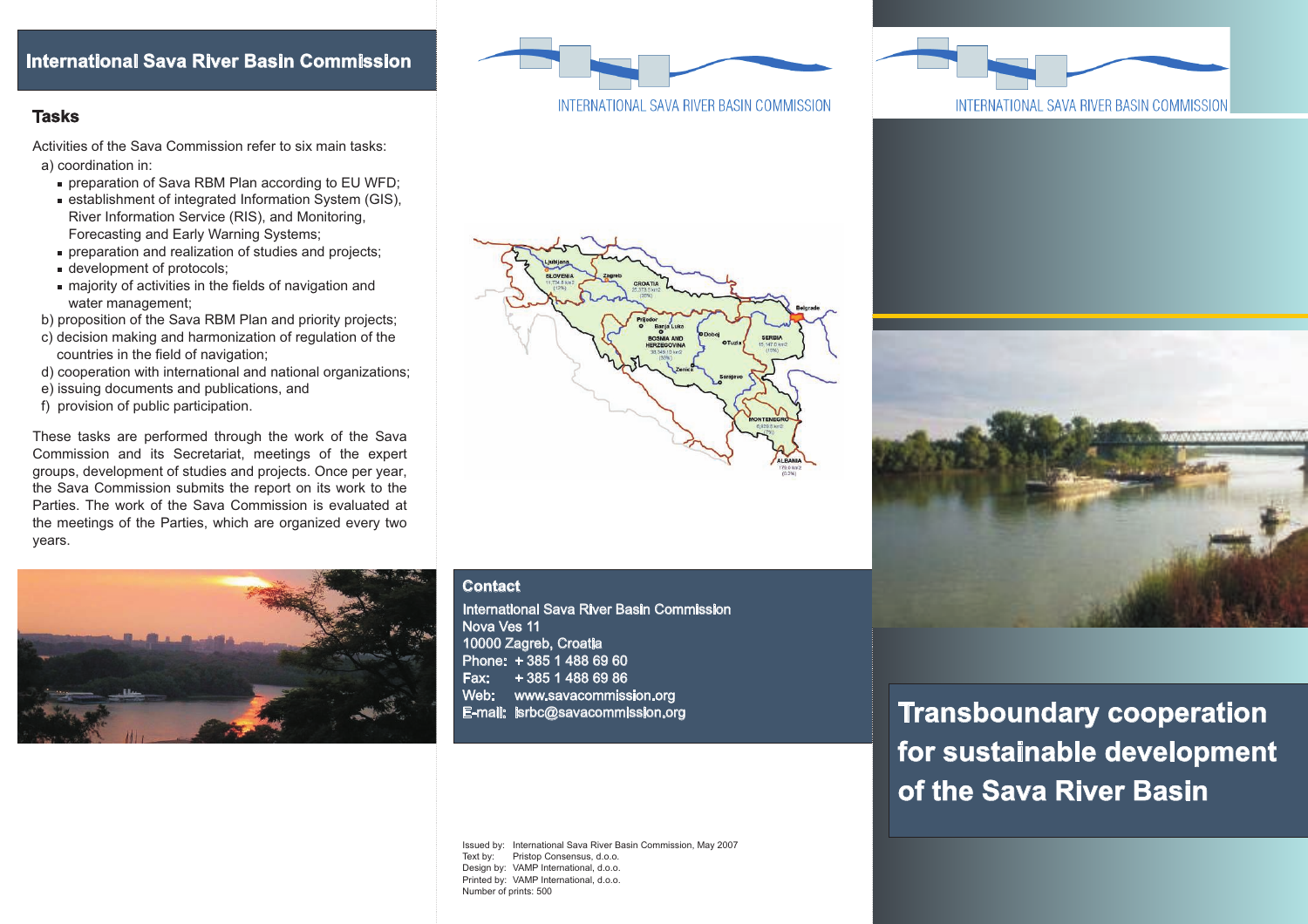# International Sava River Basin Commission

## Tasks

Activities of the Sava Commission refer to six main tasks:

a) coordination in:
   - preparation of Sava RBM Plan according to EU WFD;
   - establishment of integrated Information System (GIS), River Information Service (RIS), and Monitoring, Forecasting and Early Warning Systems;
   - preparation and realization of studies and projects;
   - development of protocols;
   - majority of activities in the fields of navigation and water management;

b) proposition of the Sava RBM Plan and priority projects;

c) decision making and harmonization of regulation of the countries in the field of navigation;

d) cooperation with international and national organizations;

e) issuing documents and publications, and

f) provision of public participation.

These tasks are performed through the work of the Sava Commission and its Secretariat, meetings of the expert groups, development of studies and projects. Once per year, the Sava Commission submits the report on its work to the Parties. The work of the Sava Commission is evaluated at the meetings of the Parties, which are organized every two years.

INTERNATIONAL SAVA RIVER BASIN COMMISSION

Ljubljana
SLOVENIA
11,734.8 km2
(12%)
Zagreb
CROATIA
25,373.5 km2
(26%)
Prijedor
Banja Luka
BOSNIA AND HERZEGOVINA
38,349.10 km2
(39%)
Doboj
Tuzla
Zenica
Sarajevo
SERBIA
15,147.0 km2
(15%)
Belgrade
MONTENEGRO
6,929.8 km2
(7%)
ALBANIA
179.0 km2
(0.2%)

## Contact

**International Sava River Basin Commission**
**Nova Ves 11**
**10000 Zagreb, Croatia**
**Phone: + 385 1 488 69 60**
**Fax: + 385 1 488 69 86**
**Web: www.savacommission.org**
**E-mail: isrbc@savacommission.org**

Issued by: International Sava River Basin Commission, May 2007
Text by: Pristop Consensus, d.o.o.
Design by: VAMP International, d.o.o.
Printed by: VAMP International, d.o.o.
Number of prints: 500

INTERNATIONAL SAVA RIVER BASIN COMMISSION

# Transboundary cooperation for sustainable development of the Sava River Basin